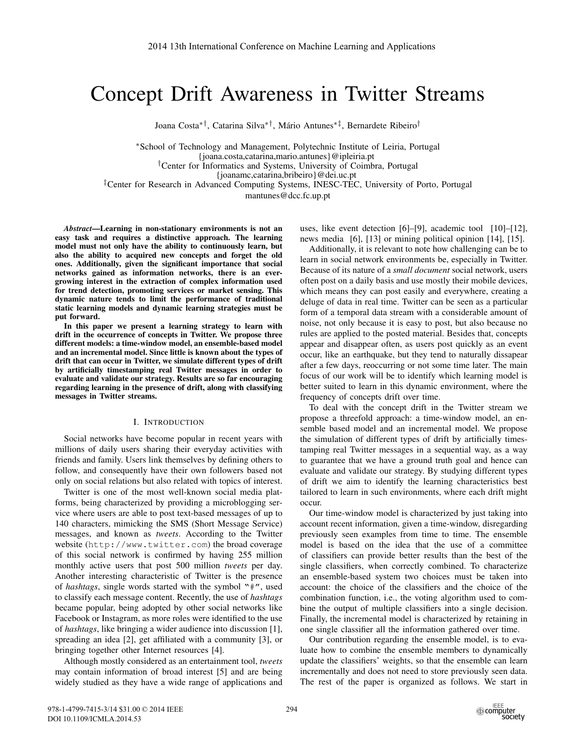# Concept Drift Awareness in Twitter Streams

Joana Costa*†, Catarina Silva*†, Mário Antunes*‡, Bernardete Ribeiro†

*School of Technology and Management, Polytechnic Institute of Leiria, Portugal
{joana.costa,catarina,mario.antunes}@ipleiria.pt
†Center for Informatics and Systems, University of Coimbra, Portugal
{joanamc,catarina,bribeiro}@dei.uc.pt
‡Center for Research in Advanced Computing Systems, INESC-TEC, University of Porto, Portugal
mantunes@dcc.fc.up.pt

***Abstract*—Learning in non-stationary environments is not an easy task and requires a distinctive approach. The learning model must not only have the ability to continuously learn, but also the ability to acquired new concepts and forget the old ones. Additionally, given the significant importance that social networks gained as information networks, there is an ever-growing interest in the extraction of complex information used for trend detection, promoting services or market sensing. This dynamic nature tends to limit the performance of traditional static learning models and dynamic learning strategies must be put forward.**

**In this paper we present a learning strategy to learn with drift in the occurrence of concepts in Twitter. We propose three different models: a time-window model, an ensemble-based model and an incremental model. Since little is known about the types of drift that can occur in Twitter, we simulate different types of drift by artificially timestamping real Twitter messages in order to evaluate and validate our strategy. Results are so far encouraging regarding learning in the presence of drift, along with classifying messages in Twitter streams.**

## I. Introduction

Social networks have become popular in recent years with millions of daily users sharing their everyday activities with friends and family. Users link themselves by defining others to follow, and consequently have their own followers based not only on social relations but also related with topics of interest.

Twitter is one of the most well-known social media platforms, being characterized by providing a microblogging service where users are able to post text-based messages of up to 140 characters, mimicking the SMS (Short Message Service) messages, and known as *tweets*. According to the Twitter website (`http://www.twitter.com`) the broad coverage of this social network is confirmed by having 255 million monthly active users that post 500 million *tweets* per day. Another interesting characteristic of Twitter is the presence of *hashtags*, single words started with the symbol "#", used to classify each message content. Recently, the use of *hashtags* became popular, being adopted by other social networks like Facebook or Instagram, as more roles were identified to the use of *hashtags*, like bringing a wider audience into discussion [1], spreading an idea [2], get affiliated with a community [3], or bringing together other Internet resources [4].

Although mostly considered as an entertainment tool, *tweets* may contain information of broad interest [5] and are being widely studied as they have a wide range of applications and uses, like event detection [6]–[9], academic tool [10]–[12], news media [6], [13] or mining political opinion [14], [15].

Additionally, it is relevant to note how challenging can be to learn in social network environments be, especially in Twitter. Because of its nature of a *small document* social network, users often post on a daily basis and use mostly their mobile devices, which means they can post easily and everywhere, creating a deluge of data in real time. Twitter can be seen as a particular form of a temporal data stream with a considerable amount of noise, not only because it is easy to post, but also because no rules are applied to the posted material. Besides that, concepts appear and disappear often, as users post quickly as an event occur, like an earthquake, but they tend to naturally dissapear after a few days, reoccurring or not some time later. The main focus of our work will be to identify which learning model is better suited to learn in this dynamic environment, where the frequency of concepts drift over time.

To deal with the concept drift in the Twitter stream we propose a threefold approach: a time-window model, an ensemble based model and an incremental model. We propose the simulation of different types of drift by artificially timestamping real Twitter messages in a sequential way, as a way to guarantee that we have a ground truth goal and hence can evaluate and validate our strategy. By studying different types of drift we aim to identify the learning characteristics best tailored to learn in such environments, where each drift might occur.

Our time-window model is characterized by just taking into account recent information, given a time-window, disregarding previously seen examples from time to time. The ensemble model is based on the idea that the use of a committee of classifiers can provide better results than the best of the single classifiers, when correctly combined. To characterize an ensemble-based system two choices must be taken into account: the choice of the classifiers and the choice of the combination function, i.e., the voting algorithm used to combine the output of multiple classifiers into a single decision. Finally, the incremental model is characterized by retaining in one single classifier all the information gathered over time.

Our contribution regarding the ensemble model, is to evaluate how to combine the ensemble members to dynamically update the classifiers' weights, so that the ensemble can learn incrementally and does not need to store previously seen data. The rest of the paper is organized as follows. We start in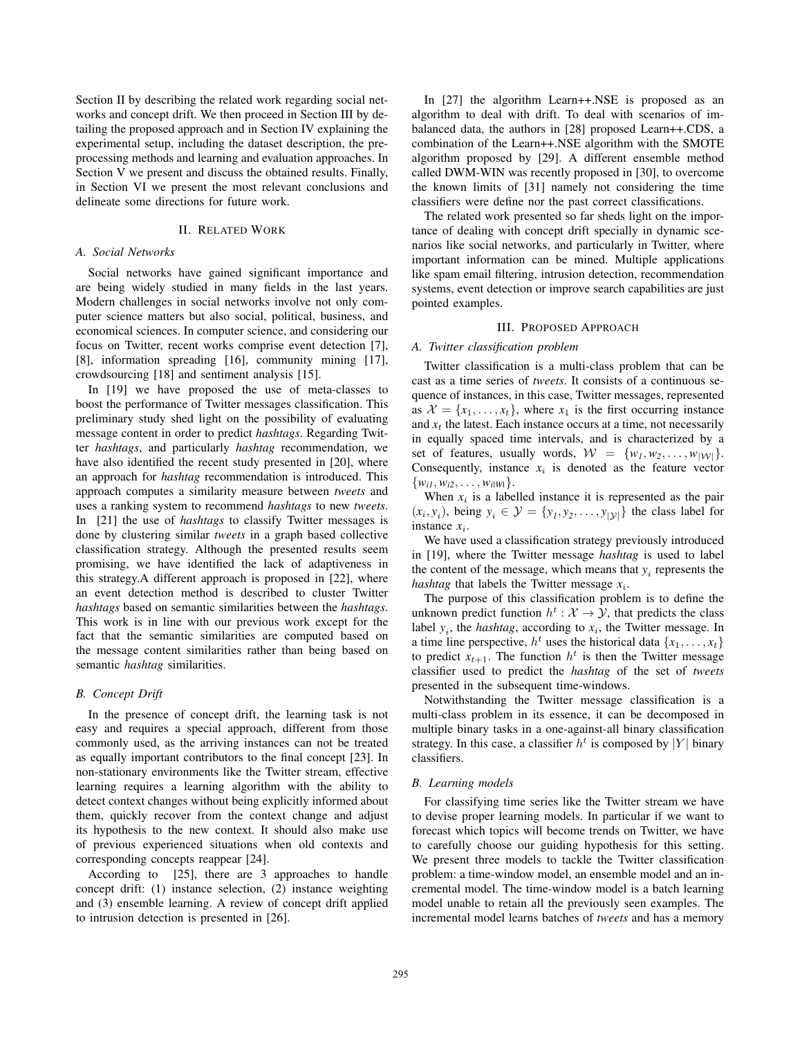Section II by describing the related work regarding social networks and concept drift. We then proceed in Section III by detailing the proposed approach and in Section IV explaining the experimental setup, including the dataset description, the preprocessing methods and learning and evaluation approaches. In Section V we present and discuss the obtained results. Finally, in Section VI we present the most relevant conclusions and delineate some directions for future work.

## II. Related Work

### A. Social Networks

Social networks have gained significant importance and are being widely studied in many fields in the last years. Modern challenges in social networks involve not only computer science matters but also social, political, business, and economical sciences. In computer science, and considering our focus on Twitter, recent works comprise event detection [7], [8], information spreading [16], community mining [17], crowdsourcing [18] and sentiment analysis [15].

In [19] we have proposed the use of meta-classes to boost the performance of Twitter messages classification. This preliminary study shed light on the possibility of evaluating message content in order to predict *hashtags*. Regarding Twitter *hashtags*, and particularly *hashtag* recommendation, we have also identified the recent study presented in [20], where an approach for *hashtag* recommendation is introduced. This approach computes a similarity measure between *tweets* and uses a ranking system to recommend *hashtags* to new *tweets*. In [21] the use of *hashtags* to classify Twitter messages is done by clustering similar *tweets* in a graph based collective classification strategy. Although the presented results seem promising, we have identified the lack of adaptiveness in this strategy.A different approach is proposed in [22], where an event detection method is described to cluster Twitter *hashtags* based on semantic similarities between the *hashtags*. This work is in line with our previous work except for the fact that the semantic similarities are computed based on the message content similarities rather than being based on semantic *hashtag* similarities.

### B. Concept Drift

In the presence of concept drift, the learning task is not easy and requires a special approach, different from those commonly used, as the arriving instances can not be treated as equally important contributors to the final concept [23]. In non-stationary environments like the Twitter stream, effective learning requires a learning algorithm with the ability to detect context changes without being explicitly informed about them, quickly recover from the context change and adjust its hypothesis to the new context. It should also make use of previous experienced situations when old contexts and corresponding concepts reappear [24].

According to [25], there are 3 approaches to handle concept drift: (1) instance selection, (2) instance weighting and (3) ensemble learning. A review of concept drift applied to intrusion detection is presented in [26].

In [27] the algorithm Learn++.NSE is proposed as an algorithm to deal with drift. To deal with scenarios of imbalanced data, the authors in [28] proposed Learn++.CDS, a combination of the Learn++.NSE algorithm with the SMOTE algorithm proposed by [29]. A different ensemble method called DWM-WIN was recently proposed in [30], to overcome the known limits of [31] namely not considering the time classifiers were define nor the past correct classifications.

The related work presented so far sheds light on the importance of dealing with concept drift specially in dynamic scenarios like social networks, and particularly in Twitter, where important information can be mined. Multiple applications like spam email filtering, intrusion detection, recommendation systems, event detection or improve search capabilities are just pointed examples.

## III. Proposed Approach

### A. Twitter classification problem

Twitter classification is a multi-class problem that can be cast as a time series of *tweets*. It consists of a continuous sequence of instances, in this case, Twitter messages, represented as $\mathcal{X} = \{x_1, \ldots, x_t\}$, where $x_1$ is the first occurring instance and $x_t$ the latest. Each instance occurs at a time, not necessarily in equally spaced time intervals, and is characterized by a set of features, usually words, $\mathcal{W} = \{w_1, w_2, \ldots, w_{|\mathcal{W}|}\}$. Consequently, instance $x_i$ is denoted as the feature vector $\{w_{i1}, w_{i2}, \ldots, w_{i|W|}\}$.

When $x_i$ is a labelled instance it is represented as the pair $(x_i, y_i)$, being $y_i \in \mathcal{Y} = \{y_1, y_2, \ldots, y_{|\mathcal{Y}|}\}$ the class label for instance $x_i$.

We have used a classification strategy previously introduced in [19], where the Twitter message *hashtag* is used to label the content of the message, which means that $y_i$ represents the *hashtag* that labels the Twitter message $x_i$.

The purpose of this classification problem is to define the unknown predict function $h^t : \mathcal{X} \rightarrow \mathcal{Y}$, that predicts the class label $y_i$, the *hashtag*, according to $x_i$, the Twitter message. In a time line perspective, $h^t$ uses the historical data $\{x_1, \ldots, x_t\}$ to predict $x_{t+1}$. The function $h^t$ is then the Twitter message classifier used to predict the *hashtag* of the set of *tweets* presented in the subsequent time-windows.

Notwithstanding the Twitter message classification is a multi-class problem in its essence, it can be decomposed in multiple binary tasks in a one-against-all binary classification strategy. In this case, a classifier $h^t$ is composed by $|Y|$ binary classifiers.

### B. Learning models

For classifying time series like the Twitter stream we have to devise proper learning models. In particular if we want to forecast which topics will become trends on Twitter, we have to carefully choose our guiding hypothesis for this setting. We present three models to tackle the Twitter classification problem: a time-window model, an ensemble model and an incremental model. The time-window model is a batch learning model unable to retain all the previously seen examples. The incremental model learns batches of *tweets* and has a memory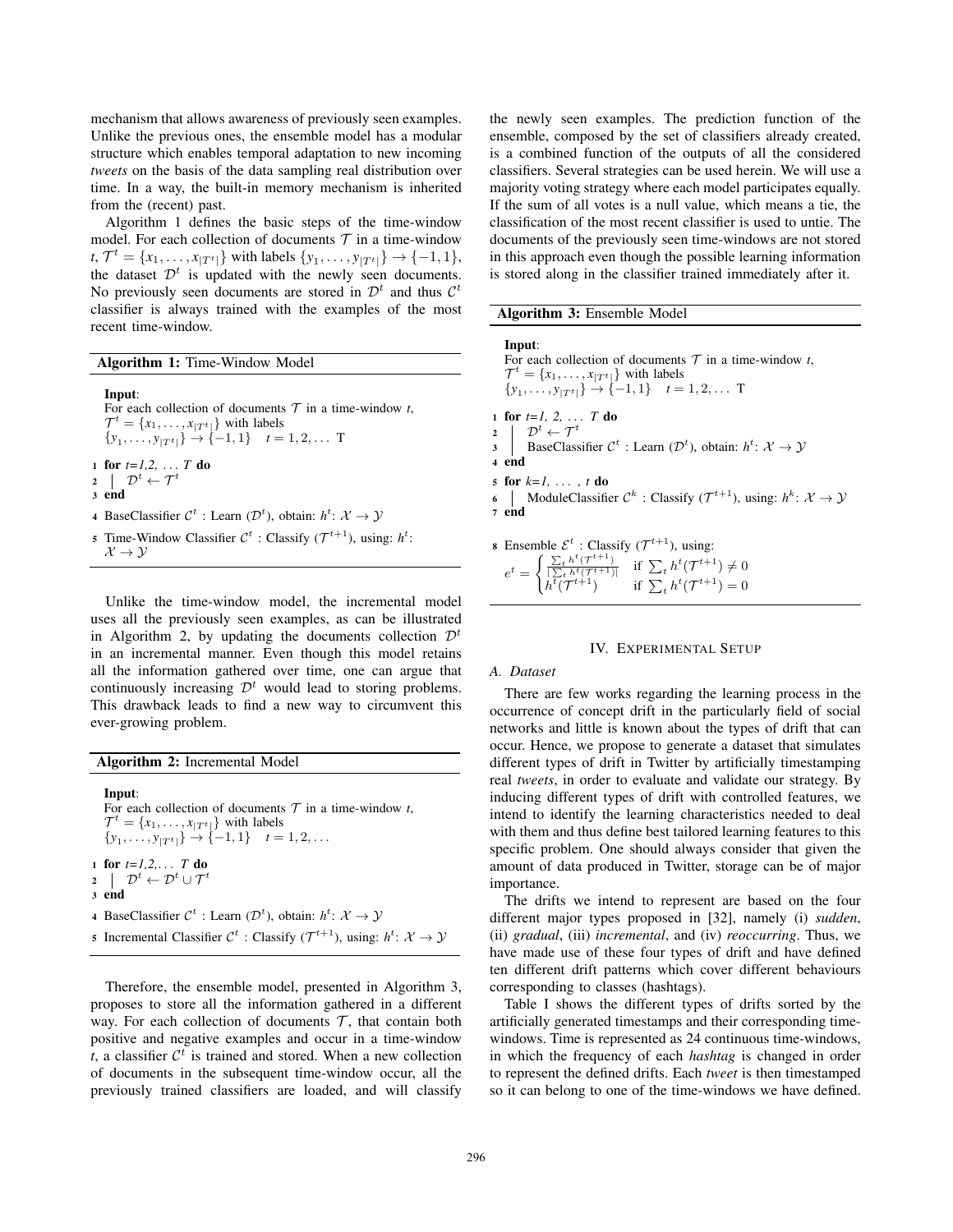mechanism that allows awareness of previously seen examples. Unlike the previous ones, the ensemble model has a modular structure which enables temporal adaptation to new incoming *tweets* on the basis of the data sampling real distribution over time. In a way, the built-in memory mechanism is inherited from the (recent) past.

Algorithm 1 defines the basic steps of the time-window model. For each collection of documents $\mathcal{T}$ in a time-window $t$, $\mathcal{T}^t = \{x_1, \ldots, x_{|T^t|}\}$ with labels $\{y_1, \ldots, y_{|T^t|}\} \rightarrow \{-1, 1\}$, the dataset $\mathcal{D}^t$ is updated with the newly seen documents. No previously seen documents are stored in $\mathcal{D}^t$ and thus $\mathcal{C}^t$ classifier is always trained with the examples of the most recent time-window.

**Algorithm 1:** Time-Window Model

**Input**:
For each collection of documents $\mathcal{T}$ in a time-window $t$,
$\mathcal{T}^t = \{x_1, \ldots, x_{|T^t|}\}$ with labels
$\{y_1, \ldots, y_{|T^t|}\} \rightarrow \{-1, 1\} \quad t = 1, 2, \ldots$ T

1 **for** *t=1,2, . . . T* **do**
2 &nbsp;&nbsp;&nbsp;&nbsp;$\mathcal{D}^t \leftarrow \mathcal{T}^t$
3 **end**
4 BaseClassifier $\mathcal{C}^t$ : Learn ($\mathcal{D}^t$), obtain: $h^t$: $\mathcal{X} \rightarrow \mathcal{Y}$
5 Time-Window Classifier $\mathcal{C}^t$ : Classify ($\mathcal{T}^{t+1}$), using: $h^t$: $\mathcal{X} \rightarrow \mathcal{Y}$

Unlike the time-window model, the incremental model uses all the previously seen examples, as can be illustrated in Algorithm 2, by updating the documents collection $\mathcal{D}^t$ in an incremental manner. Even though this model retains all the information gathered over time, one can argue that continuously increasing $\mathcal{D}^t$ would lead to storing problems. This drawback leads to find a new way to circumvent this ever-growing problem.

**Algorithm 2:** Incremental Model

**Input**:
For each collection of documents $\mathcal{T}$ in a time-window $t$,
$\mathcal{T}^t = \{x_1, \ldots, x_{|T^t|}\}$ with labels
$\{y_1, \ldots, y_{|T^t|}\} \rightarrow \{-1, 1\} \quad t = 1, 2, \ldots$

1 **for** *t=1,2,. . . T* **do**
2 &nbsp;&nbsp;&nbsp;&nbsp;$\mathcal{D}^t \leftarrow \mathcal{D}^t \cup \mathcal{T}^t$
3 **end**
4 BaseClassifier $\mathcal{C}^t$ : Learn ($\mathcal{D}^t$), obtain: $h^t$: $\mathcal{X} \rightarrow \mathcal{Y}$
5 Incremental Classifier $\mathcal{C}^t$ : Classify ($\mathcal{T}^{t+1}$), using: $h^t$: $\mathcal{X} \rightarrow \mathcal{Y}$

Therefore, the ensemble model, presented in Algorithm 3, proposes to store all the information gathered in a different way. For each collection of documents $\mathcal{T}$, that contain both positive and negative examples and occur in a time-window $t$, a classifier $\mathcal{C}^t$ is trained and stored. When a new collection of documents in the subsequent time-window occur, all the previously trained classifiers are loaded, and will classify the newly seen examples. The prediction function of the ensemble, composed by the set of classifiers already created, is a combined function of the outputs of all the considered classifiers. Several strategies can be used herein. We will use a majority voting strategy where each model participates equally. If the sum of all votes is a null value, which means a tie, the classification of the most recent classifier is used to untie. The documents of the previously seen time-windows are not stored in this approach even though the possible learning information is stored along in the classifier trained immediately after it.

**Algorithm 3:** Ensemble Model

**Input**:
For each collection of documents $\mathcal{T}$ in a time-window $t$,
$\mathcal{T}^t = \{x_1, \ldots, x_{|T^t|}\}$ with labels
$\{y_1, \ldots, y_{|T^t|}\} \rightarrow \{-1, 1\} \quad t = 1, 2, \ldots$ T

1 **for** *t=1, 2, . . . T* **do**
2 &nbsp;&nbsp;&nbsp;&nbsp;$\mathcal{D}^t \leftarrow \mathcal{T}^t$
3 &nbsp;&nbsp;&nbsp;&nbsp;BaseClassifier $\mathcal{C}^t$ : Learn ($\mathcal{D}^t$), obtain: $h^t$: $\mathcal{X} \rightarrow \mathcal{Y}$
4 **end**
5 **for** *k=1, . . . , t* **do**
6 &nbsp;&nbsp;&nbsp;&nbsp;ModuleClassifier $\mathcal{C}^k$ : Classify ($\mathcal{T}^{t+1}$), using: $h^k$: $\mathcal{X} \rightarrow \mathcal{Y}$
7 **end**
8 Ensemble $\mathcal{E}^t$ : Classify ($\mathcal{T}^{t+1}$), using:

$$e^t = \begin{cases} \frac{\sum_t h^t(\mathcal{T}^{t+1})}{|\sum_t h^t(\mathcal{T}^{t+1})|} & \text{if } \sum_t h^t(\mathcal{T}^{t+1}) \neq 0 \\ h^t(\mathcal{T}^{t+1}) & \text{if } \sum_t h^t(\mathcal{T}^{t+1}) = 0 \end{cases}$$

## IV. Experimental Setup

### A. Dataset

There are few works regarding the learning process in the occurrence of concept drift in the particularly field of social networks and little is known about the types of drift that can occur. Hence, we propose to generate a dataset that simulates different types of drift in Twitter by artificially timestamping real *tweets*, in order to evaluate and validate our strategy. By inducing different types of drift with controlled features, we intend to identify the learning characteristics needed to deal with them and thus define best tailored learning features to this specific problem. One should always consider that given the amount of data produced in Twitter, storage can be of major importance.

The drifts we intend to represent are based on the four different major types proposed in [32], namely (i) *sudden*, (ii) *gradual*, (iii) *incremental*, and (iv) *reoccurring*. Thus, we have made use of these four types of drift and have defined ten different drift patterns which cover different behaviours corresponding to classes (hashtags).

Table I shows the different types of drifts sorted by the artificially generated timestamps and their corresponding time-windows. Time is represented as 24 continuous time-windows, in which the frequency of each *hashtag* is changed in order to represent the defined drifts. Each *tweet* is then timestamped so it can belong to one of the time-windows we have defined.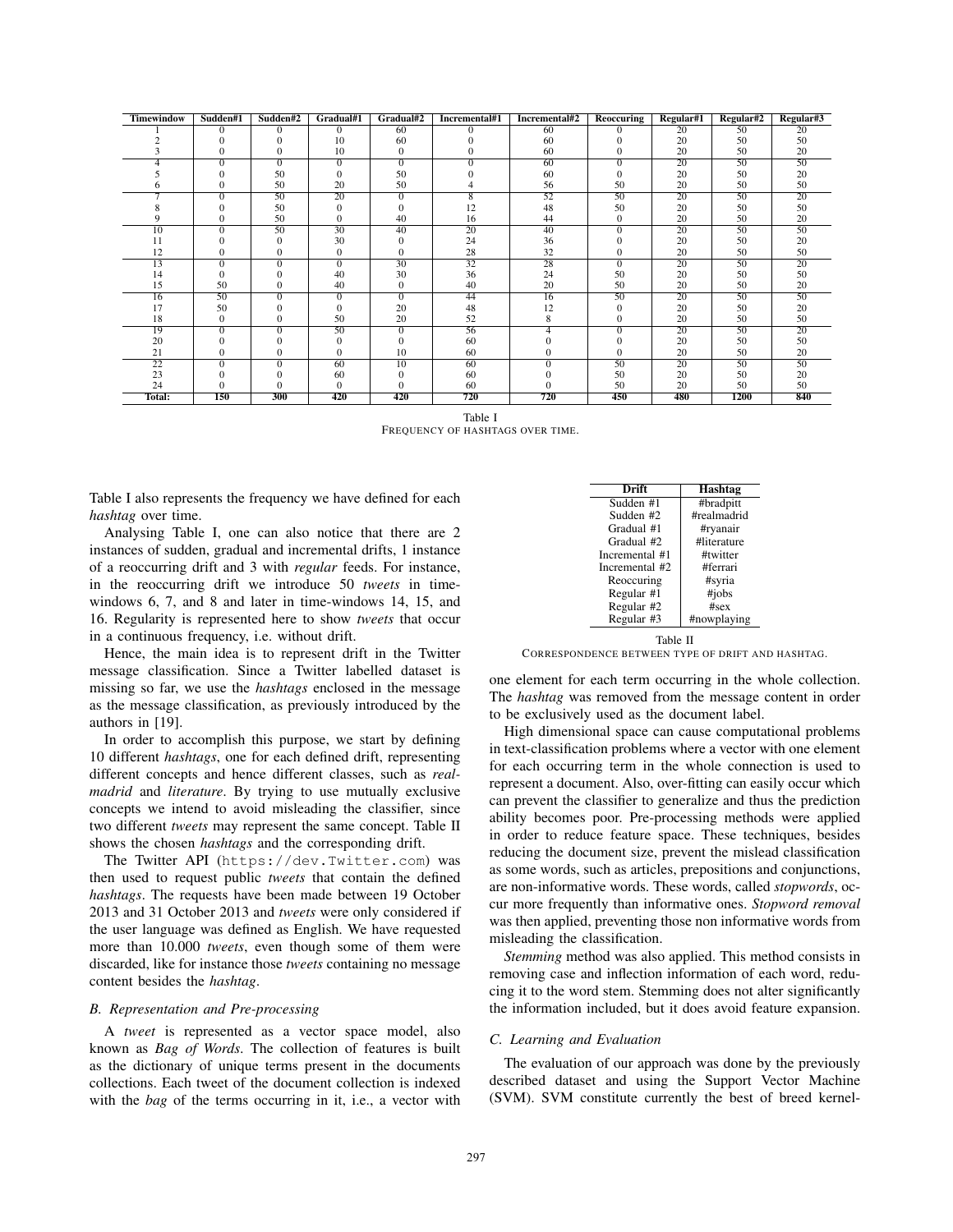| Timewindow | Sudden#1 | Sudden#2 | Gradual#1 | Gradual#2 | Incremental#1 | Incremental#2 | Reoccuring | Regular#1 | Regular#2 | Regular#3 |
|---|---|---|---|---|---|---|---|---|---|---|
| 1 | 0 | 0 | 0 | 60 | 0 | 60 | 0 | 20 | 50 | 20 |
| 2 | 0 | 0 | 10 | 60 | 0 | 60 | 0 | 20 | 50 | 50 |
| 3 | 0 | 0 | 10 | 0 | 0 | 60 | 0 | 20 | 50 | 20 |
| 4 | 0 | 0 | 0 | 0 | 0 | 60 | 0 | 20 | 50 | 50 |
| 5 | 0 | 50 | 0 | 50 | 0 | 60 | 0 | 20 | 50 | 20 |
| 6 | 0 | 50 | 20 | 50 | 4 | 56 | 50 | 20 | 50 | 50 |
| 7 | 0 | 50 | 20 | 0 | 8 | 52 | 50 | 20 | 50 | 20 |
| 8 | 0 | 50 | 0 | 0 | 12 | 48 | 50 | 20 | 50 | 50 |
| 9 | 0 | 50 | 0 | 40 | 16 | 44 | 0 | 20 | 50 | 20 |
| 10 | 0 | 50 | 30 | 40 | 20 | 40 | 0 | 20 | 50 | 50 |
| 11 | 0 | 0 | 30 | 0 | 24 | 36 | 0 | 20 | 50 | 20 |
| 12 | 0 | 0 | 0 | 0 | 28 | 32 | 0 | 20 | 50 | 50 |
| 13 | 0 | 0 | 0 | 30 | 32 | 28 | 0 | 20 | 50 | 20 |
| 14 | 0 | 0 | 40 | 30 | 36 | 24 | 50 | 20 | 50 | 50 |
| 15 | 50 | 0 | 40 | 0 | 40 | 20 | 50 | 20 | 50 | 20 |
| 16 | 50 | 0 | 0 | 0 | 44 | 16 | 50 | 20 | 50 | 50 |
| 17 | 50 | 0 | 0 | 20 | 48 | 12 | 0 | 20 | 50 | 20 |
| 18 | 0 | 0 | 50 | 20 | 52 | 8 | 0 | 20 | 50 | 50 |
| 19 | 0 | 0 | 50 | 0 | 56 | 4 | 0 | 20 | 50 | 20 |
| 20 | 0 | 0 | 0 | 0 | 60 | 0 | 0 | 20 | 50 | 50 |
| 21 | 0 | 0 | 0 | 10 | 60 | 0 | 0 | 20 | 50 | 20 |
| 22 | 0 | 0 | 60 | 10 | 60 | 0 | 50 | 20 | 50 | 50 |
| 23 | 0 | 0 | 60 | 0 | 60 | 0 | 50 | 20 | 50 | 20 |
| 24 | 0 | 0 | 0 | 0 | 60 | 0 | 50 | 20 | 50 | 50 |
| **Total:** | **150** | **300** | **420** | **420** | **720** | **720** | **450** | **480** | **1200** | **840** |

Table I
FREQUENCY OF HASHTAGS OVER TIME.

Table I also represents the frequency we have defined for each *hashtag* over time.

Analysing Table I, one can also notice that there are 2 instances of sudden, gradual and incremental drifts, 1 instance of a reoccurring drift and 3 with *regular* feeds. For instance, in the reoccurring drift we introduce 50 *tweets* in time-windows 6, 7, and 8 and later in time-windows 14, 15, and 16. Regularity is represented here to show *tweets* that occur in a continuous frequency, i.e. without drift.

Hence, the main idea is to represent drift in the Twitter message classification. Since a Twitter labelled dataset is missing so far, we use the *hashtags* enclosed in the message as the message classification, as previously introduced by the authors in [19].

In order to accomplish this purpose, we start by defining 10 different *hashtags*, one for each defined drift, representing different concepts and hence different classes, such as *real-madrid* and *literature*. By trying to use mutually exclusive concepts we intend to avoid misleading the classifier, since two different *tweets* may represent the same concept. Table II shows the chosen *hashtags* and the corresponding drift.

The Twitter API (`https://dev.Twitter.com`) was then used to request public *tweets* that contain the defined *hashtags*. The requests have been made between 19 October 2013 and 31 October 2013 and *tweets* were only considered if the user language was defined as English. We have requested more than 10.000 *tweets*, even though some of them were discarded, like for instance those *tweets* containing no message content besides the *hashtag*.

| Drift | Hashtag |
|---|---|
| Sudden #1 | #bradpitt |
| Sudden #2 | #realmadrid |
| Gradual #1 | #ryanair |
| Gradual #2 | #literature |
| Incremental #1 | #twitter |
| Incremental #2 | #ferrari |
| Reoccuring | #syria |
| Regular #1 | #jobs |
| Regular #2 | #sex |
| Regular #3 | #nowplaying |

Table II
CORRESPONDENCE BETWEEN TYPE OF DRIFT AND HASHTAG.

### B. Representation and Pre-processing

A *tweet* is represented as a vector space model, also known as *Bag of Words*. The collection of features is built as the dictionary of unique terms present in the documents collections. Each tweet of the document collection is indexed with the *bag* of the terms occurring in it, i.e., a vector with one element for each term occurring in the whole collection. The *hashtag* was removed from the message content in order to be exclusively used as the document label.

High dimensional space can cause computational problems in text-classification problems where a vector with one element for each occurring term in the whole connection is used to represent a document. Also, over-fitting can easily occur which can prevent the classifier to generalize and thus the prediction ability becomes poor. Pre-processing methods were applied in order to reduce feature space. These techniques, besides reducing the document size, prevent the mislead classification as some words, such as articles, prepositions and conjunctions, are non-informative words. These words, called *stopwords*, occur more frequently than informative ones. *Stopword removal* was then applied, preventing those non informative words from misleading the classification.

*Stemming* method was also applied. This method consists in removing case and inflection information of each word, reducing it to the word stem. Stemming does not alter significantly the information included, but it does avoid feature expansion.

### C. Learning and Evaluation

The evaluation of our approach was done by the previously described dataset and using the Support Vector Machine (SVM). SVM constitute currently the best of breed kernel-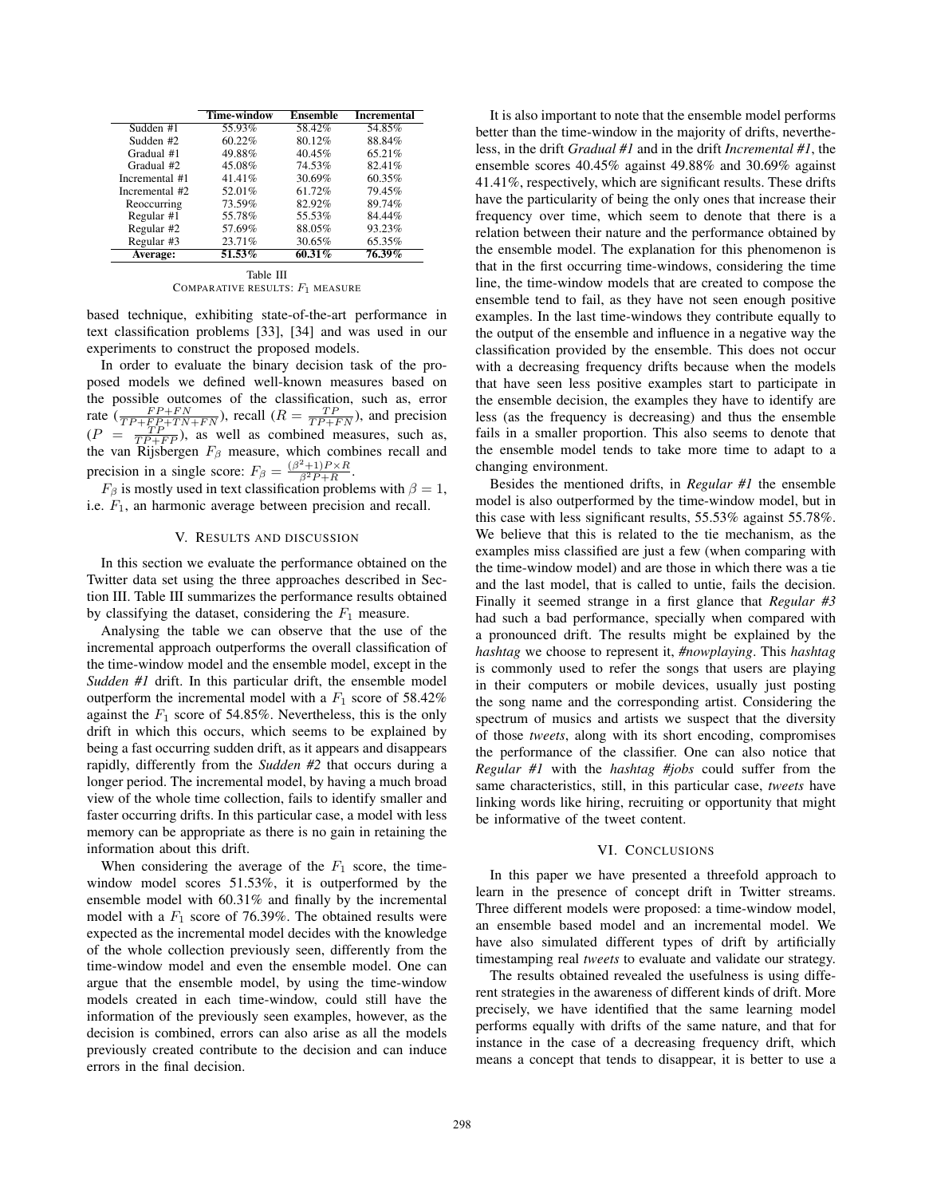|  | Time-window | Ensemble | Incremental |
|---|---|---|---|
| Sudden #1 | 55.93% | 58.42% | 54.85% |
| Sudden #2 | 60.22% | 80.12% | 88.84% |
| Gradual #1 | 49.88% | 40.45% | 65.21% |
| Gradual #2 | 45.08% | 74.53% | 82.41% |
| Incremental #1 | 41.41% | 30.69% | 60.35% |
| Incremental #2 | 52.01% | 61.72% | 79.45% |
| Reoccurring | 73.59% | 82.92% | 89.74% |
| Regular #1 | 55.78% | 55.53% | 84.44% |
| Regular #2 | 57.69% | 88.05% | 93.23% |
| Regular #3 | 23.71% | 30.65% | 65.35% |
| **Average:** | **51.53%** | **60.31%** | **76.39%** |

Table III
COMPARATIVE RESULTS: $F_1$ MEASURE

based technique, exhibiting state-of-the-art performance in text classification problems [33], [34] and was used in our experiments to construct the proposed models.

In order to evaluate the binary decision task of the proposed models we defined well-known measures based on the possible outcomes of the classification, such as, error rate ($\frac{FP+FN}{TP+FP+TN+FN}$), recall ($R = \frac{TP}{TP+FN}$), and precision ($P = \frac{TP}{TP+FP}$), as well as combined measures, such as, the van Rijsbergen $F_\beta$ measure, which combines recall and precision in a single score: $F_\beta = \frac{(\beta^2+1)P \times R}{\beta^2 P + R}$.

$F_\beta$ is mostly used in text classification problems with $\beta = 1$, i.e. $F_1$, an harmonic average between precision and recall.

## V. Results and discussion

In this section we evaluate the performance obtained on the Twitter data set using the three approaches described in Section III. Table III summarizes the performance results obtained by classifying the dataset, considering the $F_1$ measure.

Analysing the table we can observe that the use of the incremental approach outperforms the overall classification of the time-window model and the ensemble model, except in the ***Sudden #1*** drift. In this particular drift, the ensemble model outperform the incremental model with a $F_1$ score of 58.42% against the $F_1$ score of 54.85%. Nevertheless, this is the only drift in which this occurs, which seems to be explained by being a fast occurring sudden drift, as it appears and disappears rapidly, differently from the ***Sudden #2*** that occurs during a longer period. The incremental model, by having a much broad view of the whole time collection, fails to identify smaller and faster occurring drifts. In this particular case, a model with less memory can be appropriate as there is no gain in retaining the information about this drift.

When considering the average of the $F_1$ score, the time-window model scores 51.53%, it is outperformed by the ensemble model with 60.31% and finally by the incremental model with a $F_1$ score of 76.39%. The obtained results were expected as the incremental model decides with the knowledge of the whole collection previously seen, differently from the time-window model and even the ensemble model. One can argue that the ensemble model, by using the time-window models created in each time-window, could still have the information of the previously seen examples, however, as the decision is combined, errors can also arise as all the models previously created contribute to the decision and can induce errors in the final decision.

It is also important to note that the ensemble model performs better than the time-window in the majority of drifts, nevertheless, in the drift *Gradual #1* and in the drift *Incremental #1*, the ensemble scores 40.45% against 49.88% and 30.69% against 41.41%, respectively, which are significant results. These drifts have the particularity of being the only ones that increase their frequency over time, which seem to denote that there is a relation between their nature and the performance obtained by the ensemble model. The explanation for this phenomenon is that in the first occurring time-windows, considering the time line, the time-window models that are created to compose the ensemble tend to fail, as they have not seen enough positive examples. In the last time-windows they contribute equally to the output of the ensemble and influence in a negative way the classification provided by the ensemble. This does not occur with a decreasing frequency drifts because when the models that have seen less positive examples start to participate in the ensemble decision, the examples they have to identify are less (as the frequency is decreasing) and thus the ensemble fails in a smaller proportion. This also seems to denote that the ensemble model tends to take more time to adapt to a changing environment.

Besides the mentioned drifts, in ***Regular #1*** the ensemble model is also outperformed by the time-window model, but in this case with less significant results, 55.53% against 55.78%. We believe that this is related to the tie mechanism, as the examples miss classified are just a few (when comparing with the time-window model) and are those in which there was a tie and the last model, that is called to untie, fails the decision. Finally it seemed strange in a first glance that *Regular #3* had such a bad performance, specially when compared with a pronounced drift. The results might be explained by the *hashtag* we choose to represent it, *#nowplaying*. This *hashtag* is commonly used to refer the songs that users are playing in their computers or mobile devices, usually just posting the song name and the corresponding artist. Considering the spectrum of musics and artists we suspect that the diversity of those *tweets*, along with its short encoding, compromises the performance of the classifier. One can also notice that *Regular #1* with the *hashtag #jobs* could suffer from the same characteristics, still, in this particular case, *tweets* have linking words like hiring, recruiting or opportunity that might be informative of the tweet content.

## VI. Conclusions

In this paper we have presented a threefold approach to learn in the presence of concept drift in Twitter streams. Three different models were proposed: a time-window model, an ensemble based model and an incremental model. We have also simulated different types of drift by artificially timestamping real *tweets* to evaluate and validate our strategy.

The results obtained revealed the usefulness is using different strategies in the awareness of different kinds of drift. More precisely, we have identified that the same learning model performs equally with drifts of the same nature, and that for instance in the case of a decreasing frequency drift, which means a concept that tends to disappear, it is better to use a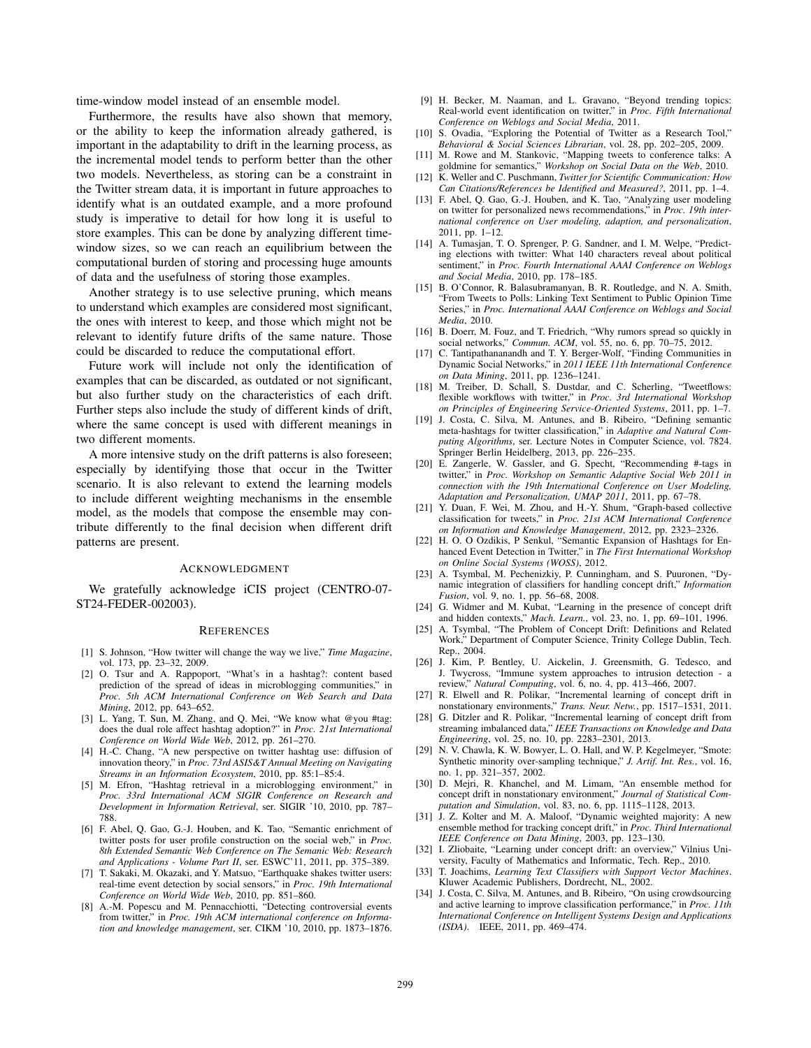time-window model instead of an ensemble model.

Furthermore, the results have also shown that memory, or the ability to keep the information already gathered, is important in the adaptability to drift in the learning process, as the incremental model tends to perform better than the other two models. Nevertheless, as storing can be a constraint in the Twitter stream data, it is important in future approaches to identify what is an outdated example, and a more profound study is imperative to detail for how long it is useful to store examples. This can be done by analyzing different time-window sizes, so we can reach an equilibrium between the computational burden of storing and processing huge amounts of data and the usefulness of storing those examples.

Another strategy is to use selective pruning, which means to understand which examples are considered most significant, the ones with interest to keep, and those which might not be relevant to identify future drifts of the same nature. Those could be discarded to reduce the computational effort.

Future work will include not only the identification of examples that can be discarded, as outdated or not significant, but also further study on the characteristics of each drift. Further steps also include the study of different kinds of drift, where the same concept is used with different meanings in two different moments.

A more intensive study on the drift patterns is also foreseen; especially by identifying those that occur in the Twitter scenario. It is also relevant to extend the learning models to include different weighting mechanisms in the ensemble model, as the models that compose the ensemble may contribute differently to the final decision when different drift patterns are present.

## Acknowledgment

We gratefully acknowledge iCIS project (CENTRO-07-ST24-FEDER-002003).

## References

[1] S. Johnson, "How twitter will change the way we live," *Time Magazine*, vol. 173, pp. 23–32, 2009.

[2] O. Tsur and A. Rappoport, "What's in a hashtag?: content based prediction of the spread of ideas in microblogging communities," in *Proc. 5th ACM International Conference on Web Search and Data Mining*, 2012, pp. 643–652.

[3] L. Yang, T. Sun, M. Zhang, and Q. Mei, "We know what @you #tag: does the dual role affect hashtag adoption?" in *Proc. 21st International Conference on World Wide Web*, 2012, pp. 261–270.

[4] H.-C. Chang, "A new perspective on twitter hashtag use: diffusion of innovation theory," in *Proc. 73rd ASIS&T Annual Meeting on Navigating Streams in an Information Ecosystem*, 2010, pp. 85:1–85:4.

[5] M. Efron, "Hashtag retrieval in a microblogging environment," in *Proc. 33rd International ACM SIGIR Conference on Research and Development in Information Retrieval*, ser. SIGIR '10, 2010, pp. 787–788.

[6] F. Abel, Q. Gao, G.-J. Houben, and K. Tao, "Semantic enrichment of twitter posts for user profile construction on the social web," in *Proc. 8th Extended Semantic Web Conference on The Semanic Web: Research and Applications - Volume Part II*, ser. ESWC'11, 2011, pp. 375–389.

[7] T. Sakaki, M. Okazaki, and Y. Matsuo, "Earthquake shakes twitter users: real-time event detection by social sensors," in *Proc. 19th International Conference on World Wide Web*, 2010, pp. 851–860.

[8] A.-M. Popescu and M. Pennacchiotti, "Detecting controversial events from twitter," in *Proc. 19th ACM international conference on Information and knowledge management*, ser. CIKM '10, 2010, pp. 1873–1876.

[9] H. Becker, M. Naaman, and L. Gravano, "Beyond trending topics: Real-world event identification on twitter," in *Proc. Fifth International Conference on Weblogs and Social Media*, 2011.

[10] S. Ovadia, "Exploring the Potential of Twitter as a Research Tool," *Behavioral & Social Sciences Librarian*, vol. 28, pp. 202–205, 2009.

[11] M. Rowe and M. Stankovic, "Mapping tweets to conference talks: A goldmine for semantics," *Workshop on Social Data on the Web*, 2010.

[12] K. Weller and C. Puschmann, *Twitter for Scientific Communication: How Can Citations/References be Identified and Measured?*, 2011, pp. 1–4.

[13] F. Abel, Q. Gao, G.-J. Houben, and K. Tao, "Analyzing user modeling on twitter for personalized news recommendations," in *Proc. 19th international conference on User modeling, adaption, and personalization*, 2011, pp. 1–12.

[14] A. Tumasjan, T. O. Sprenger, P. G. Sandner, and I. M. Welpe, "Predicting elections with twitter: What 140 characters reveal about political sentiment," in *Proc. Fourth International AAAI Conference on Weblogs and Social Media*, 2010, pp. 178–185.

[15] B. O'Connor, R. Balasubramanyan, B. R. Routledge, and N. A. Smith, "From Tweets to Polls: Linking Text Sentiment to Public Opinion Time Series," in *Proc. International AAAI Conference on Weblogs and Social Media*, 2010.

[16] B. Doerr, M. Fouz, and T. Friedrich, "Why rumors spread so quickly in social networks," *Commun. ACM*, vol. 55, no. 6, pp. 70–75, 2012.

[17] C. Tantipathananandh and T. Y. Berger-Wolf, "Finding Communities in Dynamic Social Networks," in *2011 IEEE 11th International Conference on Data Mining*, 2011, pp. 1236–1241.

[18] M. Treiber, D. Schall, S. Dustdar, and C. Scherling, "Tweetflows: flexible workflows with twitter," in *Proc. 3rd International Workshop on Principles of Engineering Service-Oriented Systems*, 2011, pp. 1–7.

[19] J. Costa, C. Silva, M. Antunes, and B. Ribeiro, "Defining semantic meta-hashtags for twitter classification," in *Adaptive and Natural Computing Algorithms*, ser. Lecture Notes in Computer Science, vol. 7824. Springer Berlin Heidelberg, 2013, pp. 226–235.

[20] E. Zangerle, W. Gassler, and G. Specht, "Recommending #-tags in twitter," in *Proc. Workshop on Semantic Adaptive Social Web 2011 in connection with the 19th International Conference on User Modeling, Adaptation and Personalization, UMAP 2011*, 2011, pp. 67–78.

[21] Y. Duan, F. Wei, M. Zhou, and H.-Y. Shum, "Graph-based collective classification for tweets," in *Proc. 21st ACM International Conference on Information and Knowledge Management*, 2012, pp. 2323–2326.

[22] H. O. O Ozdikis, P Senkul, "Semantic Expansion of Hashtags for Enhanced Event Detection in Twitter," in *The First International Workshop on Online Social Systems (WOSS)*, 2012.

[23] A. Tsymbal, M. Pechenizkiy, P. Cunningham, and S. Puuronen, "Dynamic integration of classifiers for handling concept drift," *Information Fusion*, vol. 9, no. 1, pp. 56–68, 2008.

[24] G. Widmer and M. Kubat, "Learning in the presence of concept drift and hidden contexts," *Mach. Learn.*, vol. 23, no. 1, pp. 69–101, 1996.

[25] A. Tsymbal, "The Problem of Concept Drift: Definitions and Related Work," Department of Computer Science, Trinity College Dublin, Tech. Rep., 2004.

[26] J. Kim, P. Bentley, U. Aickelin, J. Greensmith, G. Tedesco, and J. Twycross, "Immune system approaches to intrusion detection - a review," *Natural Computing*, vol. 6, no. 4, pp. 413–466, 2007.

[27] R. Elwell and R. Polikar, "Incremental learning of concept drift in nonstationary environments," *Trans. Neur. Netw.*, pp. 1517–1531, 2011.

[28] G. Ditzler and R. Polikar, "Incremental learning of concept drift from streaming imbalanced data," *IEEE Transactions on Knowledge and Data Engineering*, vol. 25, no. 10, pp. 2283–2301, 2013.

[29] N. V. Chawla, K. W. Bowyer, L. O. Hall, and W. P. Kegelmeyer, "Smote: Synthetic minority over-sampling technique," *J. Artif. Int. Res.*, vol. 16, no. 1, pp. 321–357, 2002.

[30] D. Mejri, R. Khanchel, and M. Limam, "An ensemble method for concept drift in nonstationary environment," *Journal of Statistical Computation and Simulation*, vol. 83, no. 6, pp. 1115–1128, 2013.

[31] J. Z. Kolter and M. A. Maloof, "Dynamic weighted majority: A new ensemble method for tracking concept drift," in *Proc. Third International IEEE Conference on Data Mining*, 2003, pp. 123–130.

[32] I. Zliobaite, "Learning under concept drift: an overview," Vilnius University, Faculty of Mathematics and Informatic, Tech. Rep., 2010.

[33] T. Joachims, *Learning Text Classifiers with Support Vector Machines*. Kluwer Academic Publishers, Dordrecht, NL, 2002.

[34] J. Costa, C. Silva, M. Antunes, and B. Ribeiro, "On using crowdsourcing and active learning to improve classification performance," in *Proc. 11th International Conference on Intelligent Systems Design and Applications (ISDA)*. IEEE, 2011, pp. 469–474.